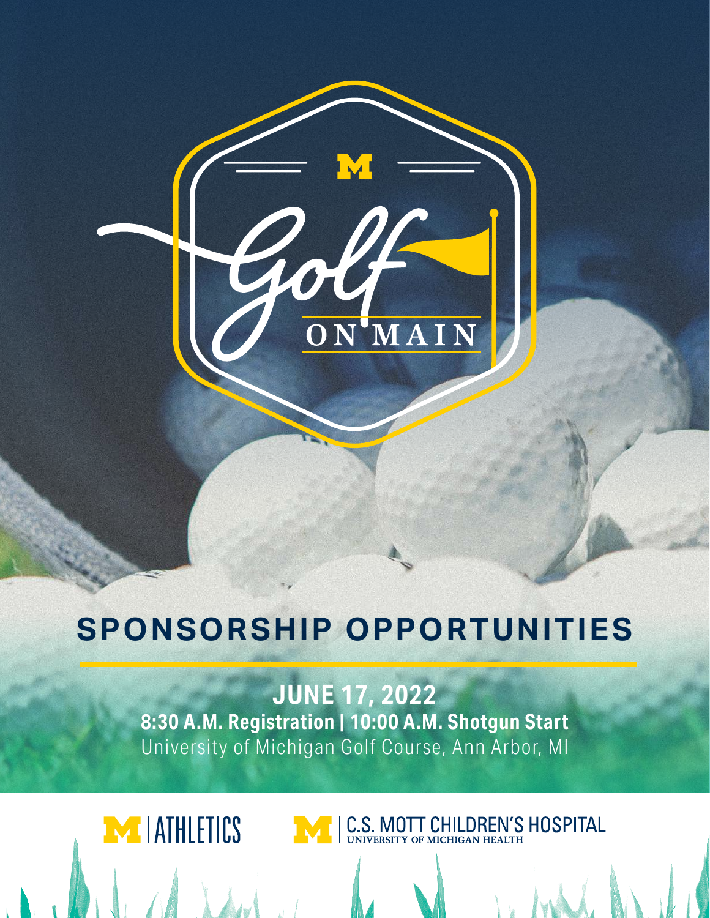# Golf ON MAIN

## SPONSORSHIP OPPORTUNITIES

**JUNE 17, 2022**

**8:30 A.M. Registration | 10:00 A.M. Shotgun Start**

University of Michigan Golf Course, Ann Arbor, MI

M | ATHLETICS

M | C.S. MOTT CHILDREN'S HOSPITAL
UNIVERSITY OF MICHIGAN HEALTH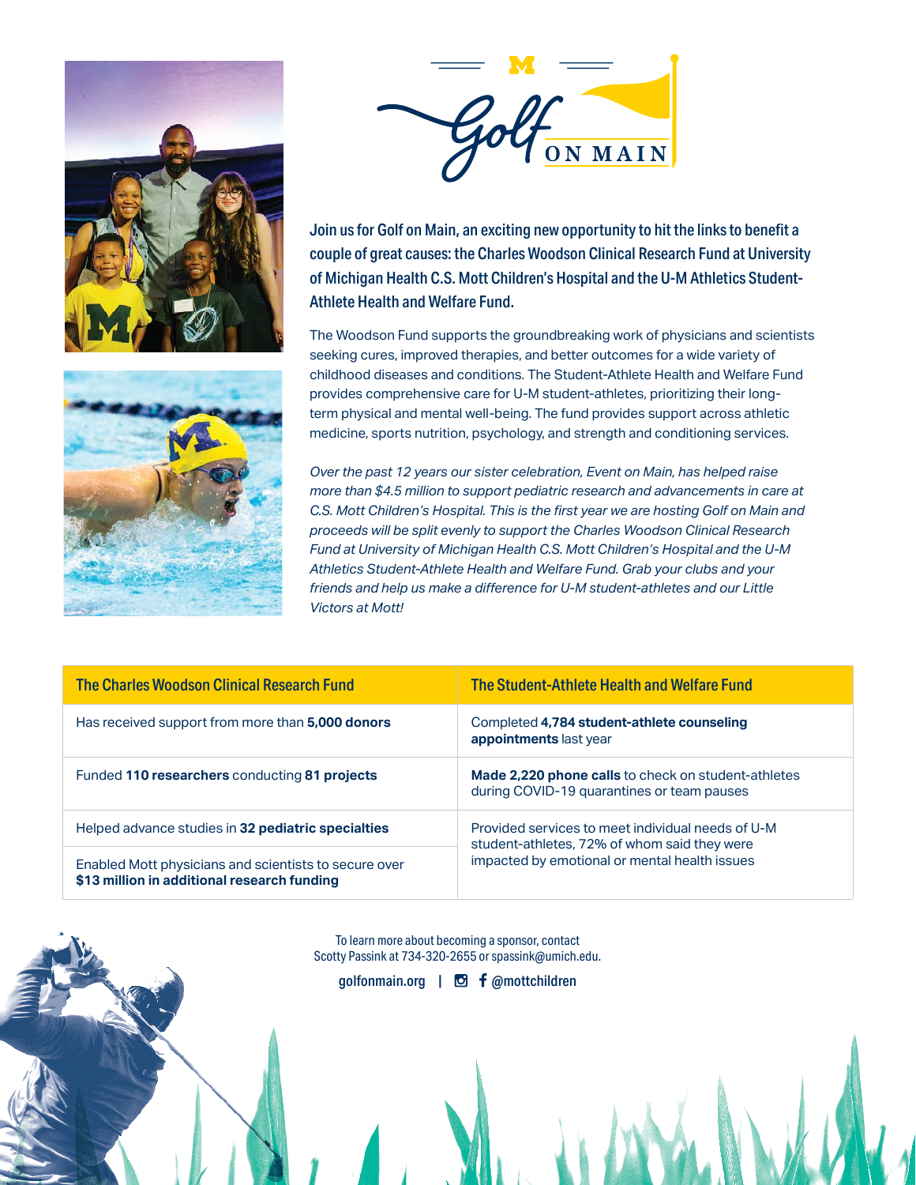# Golf ON MAIN

**Join us for Golf on Main, an exciting new opportunity to hit the links to benefit a couple of great causes: the Charles Woodson Clinical Research Fund at University of Michigan Health C.S. Mott Children's Hospital and the U-M Athletics Student-Athlete Health and Welfare Fund.**

The Woodson Fund supports the groundbreaking work of physicians and scientists seeking cures, improved therapies, and better outcomes for a wide variety of childhood diseases and conditions. The Student-Athlete Health and Welfare Fund provides comprehensive care for U-M student-athletes, prioritizing their long-term physical and mental well-being. The fund provides support across athletic medicine, sports nutrition, psychology, and strength and conditioning services.

*Over the past 12 years our sister celebration, Event on Main, has helped raise more than $4.5 million to support pediatric research and advancements in care at C.S. Mott Children's Hospital. This is the first year we are hosting Golf on Main and proceeds will be split evenly to support the Charles Woodson Clinical Research Fund at University of Michigan Health C.S. Mott Children's Hospital and the U-M Athletics Student-Athlete Health and Welfare Fund. Grab your clubs and your friends and help us make a difference for U-M student-athletes and our Little Victors at Mott!*

| The Charles Woodson Clinical Research Fund | The Student-Athlete Health and Welfare Fund |
| --- | --- |
| Has received support from more than **5,000 donors** | Completed **4,784 student-athlete counseling appointments** last year |
| Funded **110 researchers** conducting **81 projects** | **Made 2,220 phone calls** to check on student-athletes during COVID-19 quarantines or team pauses |
| Helped advance studies in **32 pediatric specialties** | Provided services to meet individual needs of U-M student-athletes, 72% of whom said they were impacted by emotional or mental health issues |
| Enabled Mott physicians and scientists to secure over **$13 million in additional research funding** | |

To learn more about becoming a sponsor, contact
Scotty Passink at 734-320-2655 or spassink@umich.edu.

golfonmain.org | @mottchildren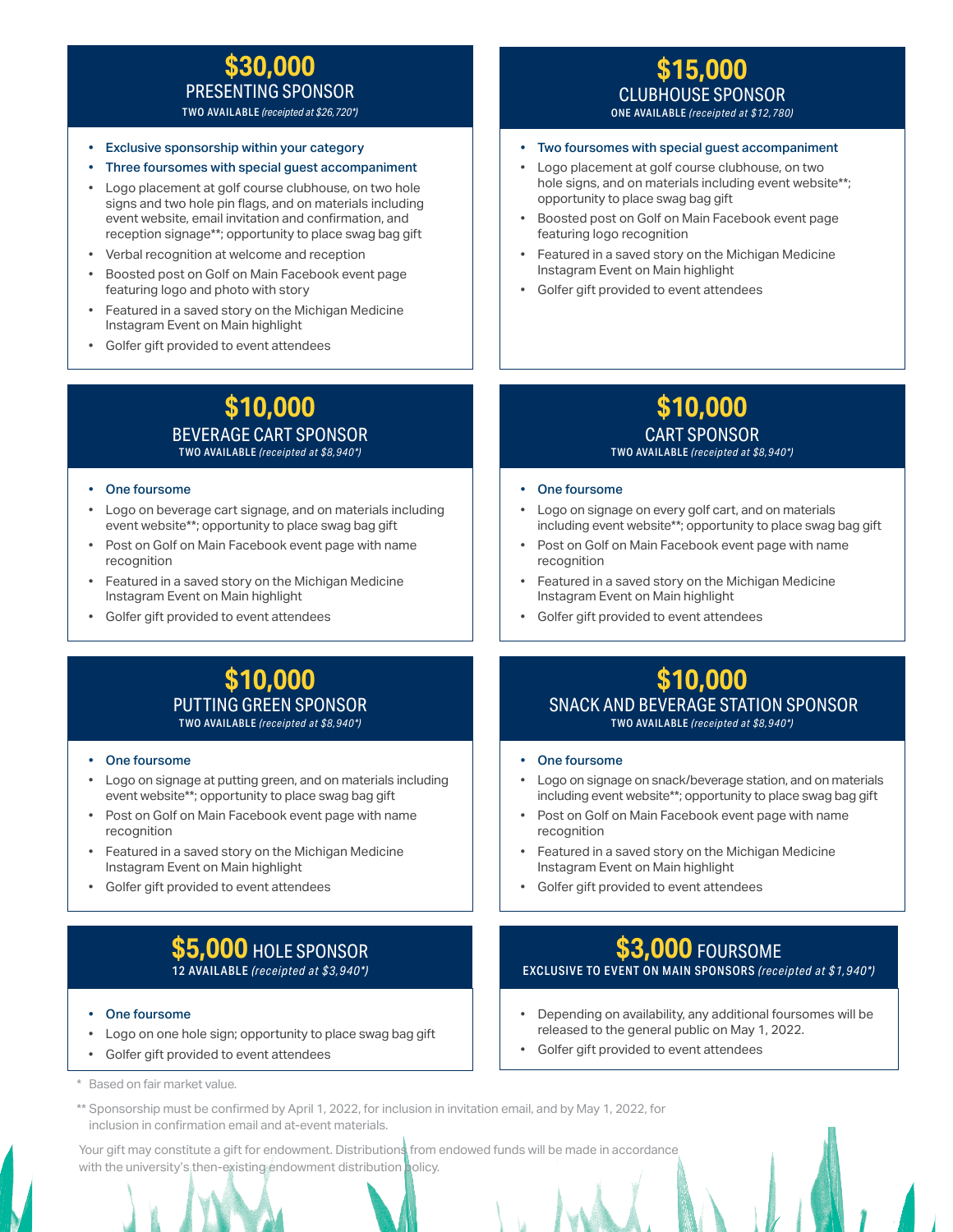## $30,000 PRESENTING SPONSOR

**TWO AVAILABLE** *(receipted at $26,720*)*

- **Exclusive sponsorship within your category**
- **Three foursomes with special guest accompaniment**
- Logo placement at golf course clubhouse, on two hole signs and two hole pin flags, and on materials including event website, email invitation and confirmation, and reception signage**; opportunity to place swag bag gift
- Verbal recognition at welcome and reception
- Boosted post on Golf on Main Facebook event page featuring logo and photo with story
- Featured in a saved story on the Michigan Medicine Instagram Event on Main highlight
- Golfer gift provided to event attendees

## $15,000 CLUBHOUSE SPONSOR

**ONE AVAILABLE** *(receipted at $12,780*)*

- **Two foursomes with special guest accompaniment**
- Logo placement at golf course clubhouse, on two hole signs, and on materials including event website**; opportunity to place swag bag gift
- Boosted post on Golf on Main Facebook event page featuring logo recognition
- Featured in a saved story on the Michigan Medicine Instagram Event on Main highlight
- Golfer gift provided to event attendees

## $10,000 BEVERAGE CART SPONSOR

**TWO AVAILABLE** *(receipted at $8,940*)*

- **One foursome**
- Logo on beverage cart signage, and on materials including event website**; opportunity to place swag bag gift
- Post on Golf on Main Facebook event page with name recognition
- Featured in a saved story on the Michigan Medicine Instagram Event on Main highlight
- Golfer gift provided to event attendees

## $10,000 CART SPONSOR

**TWO AVAILABLE** *(receipted at $8,940*)*

- **One foursome**
- Logo on signage on every golf cart, and on materials including event website**; opportunity to place swag bag gift
- Post on Golf on Main Facebook event page with name recognition
- Featured in a saved story on the Michigan Medicine Instagram Event on Main highlight
- Golfer gift provided to event attendees

## $10,000 PUTTING GREEN SPONSOR

**TWO AVAILABLE** *(receipted at $8,940*)*

- **One foursome**
- Logo on signage at putting green, and on materials including event website**; opportunity to place swag bag gift
- Post on Golf on Main Facebook event page with name recognition
- Featured in a saved story on the Michigan Medicine Instagram Event on Main highlight
- Golfer gift provided to event attendees

## $10,000 SNACK AND BEVERAGE STATION SPONSOR

**TWO AVAILABLE** *(receipted at $8,940*)*

- **One foursome**
- Logo on signage on snack/beverage station, and on materials including event website**; opportunity to place swag bag gift
- Post on Golf on Main Facebook event page with name recognition
- Featured in a saved story on the Michigan Medicine Instagram Event on Main highlight
- Golfer gift provided to event attendees

## $5,000 HOLE SPONSOR

**12 AVAILABLE** *(receipted at $3,940*)*

- **One foursome**
- Logo on one hole sign; opportunity to place swag bag gift
- Golfer gift provided to event attendees

## $3,000 FOURSOME

**EXCLUSIVE TO EVENT ON MAIN SPONSORS** *(receipted at $1,940*)*

- Depending on availability, any additional foursomes will be released to the general public on May 1, 2022.
- Golfer gift provided to event attendees

\* Based on fair market value.

** Sponsorship must be confirmed by April 1, 2022, for inclusion in invitation email, and by May 1, 2022, for inclusion in confirmation email and at-event materials.

Your gift may constitute a gift for endowment. Distributions from endowed funds will be made in accordance with the university's then-existing endowment distribution policy.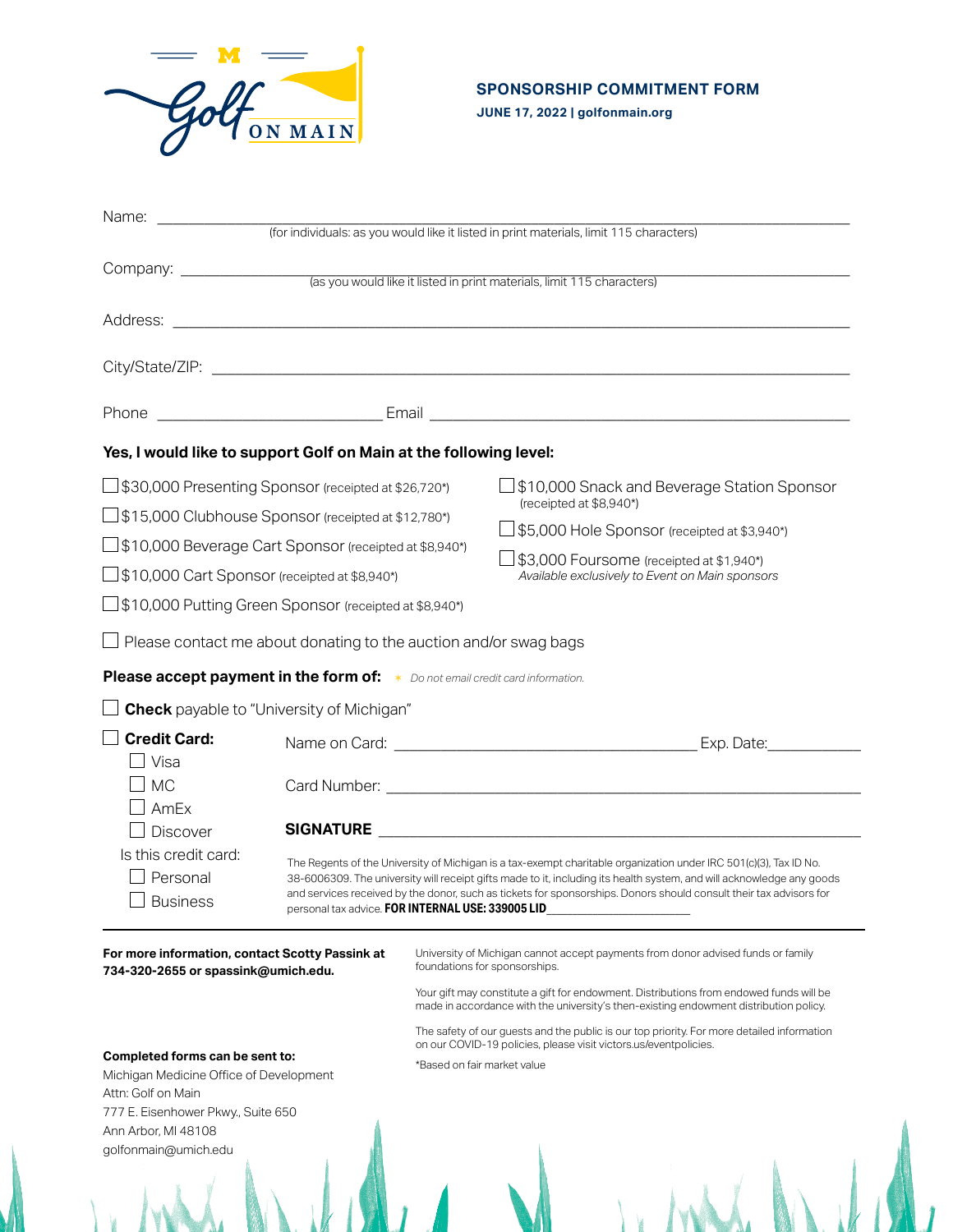Golf ON MAIN

## SPONSORSHIP COMMITMENT FORM

**JUNE 17, 2022 | golfonmain.org**

Name: ______________________________________________
(for individuals: as you would like it listed in print materials, limit 115 characters)

Company: ______________________________________________
(as you would like it listed in print materials, limit 115 characters)

Address: ______________________________________________

City/State/ZIP: ______________________________________________

Phone ______________________ Email ______________________________

**Yes, I would like to support Golf on Main at the following level:**

- ☐ $30,000 Presenting Sponsor (receipted at $26,720*)
- ☐ $15,000 Clubhouse Sponsor (receipted at $12,780*)
- ☐ $10,000 Beverage Cart Sponsor (receipted at $8,940*)
- ☐ $10,000 Cart Sponsor (receipted at $8,940*)
- ☐ $10,000 Putting Green Sponsor (receipted at $8,940*)
- ☐ $10,000 Snack and Beverage Station Sponsor (receipted at $8,940*)
- ☐ $5,000 Hole Sponsor (receipted at $3,940*)
- ☐ $3,000 Foursome (receipted at $1,940*)
  *Available exclusively to Event on Main sponsors*

☐ Please contact me about donating to the auction and/or swag bags

**Please accept payment in the form of:** * *Do not email credit card information.*

☐ **Check** payable to "University of Michigan"

☐ **Credit Card:**
- ☐ Visa
- ☐ MC
- ☐ AmEx
- ☐ Discover

Is this credit card:
- ☐ Personal
- ☐ Business

Name on Card: ______________________________ Exp. Date: __________

Card Number: ______________________________________________

**SIGNATURE** ______________________________________________

The Regents of the University of Michigan is a tax-exempt charitable organization under IRC 501(c)(3), Tax ID No. 38-6006309. The university will receipt gifts made to it, including its health system, and will acknowledge any goods and services received by the donor, such as tickets for sponsorships. Donors should consult their tax advisors for personal tax advice. **FOR INTERNAL USE: 339005 LID**____________________

**For more information, contact Scotty Passink at 734-320-2655 or spassink@umich.edu.**

**Completed forms can be sent to:**
Michigan Medicine Office of Development
Attn: Golf on Main
777 E. Eisenhower Pkwy., Suite 650
Ann Arbor, MI 48108
golfonmain@umich.edu

University of Michigan cannot accept payments from donor advised funds or family foundations for sponsorships.

Your gift may constitute a gift for endowment. Distributions from endowed funds will be made in accordance with the university's then-existing endowment distribution policy.

The safety of our guests and the public is our top priority. For more detailed information on our COVID-19 policies, please visit victors.us/eventpolicies.

*Based on fair market value